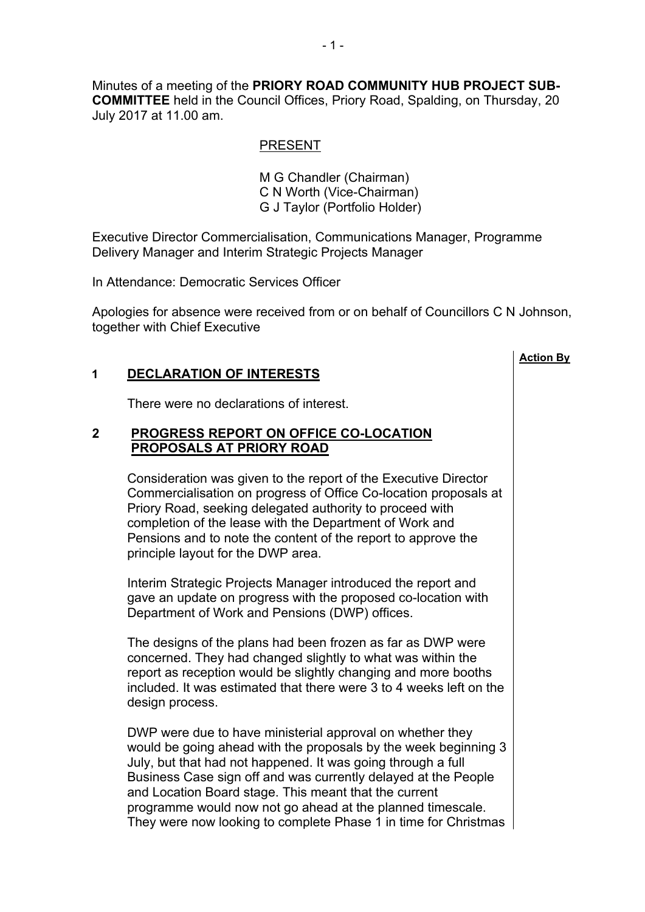Minutes of a meeting of the **PRIORY ROAD COMMUNITY HUB PROJECT SUB-COMMITTEE** held in the Council Offices, Priory Road, Spalding, on Thursday, 20 July 2017 at 11.00 am.

PRESENT

M G Chandler (Chairman)
C N Worth (Vice-Chairman)
G J Taylor (Portfolio Holder)

Executive Director Commercialisation, Communications Manager, Programme Delivery Manager and Interim Strategic Projects Manager

In Attendance: Democratic Services Officer

Apologies for absence were received from or on behalf of Councillors C N Johnson, together with Chief Executive

**Action By**

## 1 DECLARATION OF INTERESTS

There were no declarations of interest.

## 2 PROGRESS REPORT ON OFFICE CO-LOCATION PROPOSALS AT PRIORY ROAD

Consideration was given to the report of the Executive Director Commercialisation on progress of Office Co-location proposals at Priory Road, seeking delegated authority to proceed with completion of the lease with the Department of Work and Pensions and to note the content of the report to approve the principle layout for the DWP area.

Interim Strategic Projects Manager introduced the report and gave an update on progress with the proposed co-location with Department of Work and Pensions (DWP) offices.

The designs of the plans had been frozen as far as DWP were concerned. They had changed slightly to what was within the report as reception would be slightly changing and more booths included. It was estimated that there were 3 to 4 weeks left on the design process.

DWP were due to have ministerial approval on whether they would be going ahead with the proposals by the week beginning 3 July, but that had not happened. It was going through a full Business Case sign off and was currently delayed at the People and Location Board stage. This meant that the current programme would now not go ahead at the planned timescale. They were now looking to complete Phase 1 in time for Christmas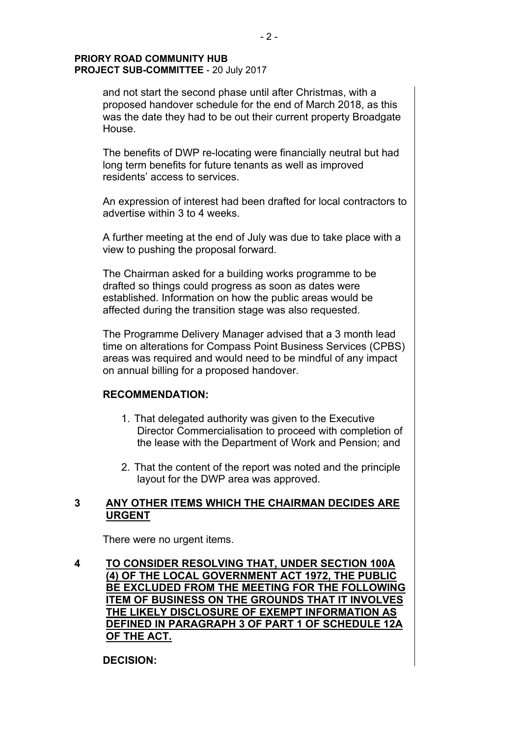and not start the second phase until after Christmas, with a proposed handover schedule for the end of March 2018, as this was the date they had to be out their current property Broadgate House.

The benefits of DWP re-locating were financially neutral but had long term benefits for future tenants as well as improved residents' access to services.

An expression of interest had been drafted for local contractors to advertise within 3 to 4 weeks.

A further meeting at the end of July was due to take place with a view to pushing the proposal forward.

The Chairman asked for a building works programme to be drafted so things could progress as soon as dates were established. Information on how the public areas would be affected during the transition stage was also requested.

The Programme Delivery Manager advised that a 3 month lead time on alterations for Compass Point Business Services (CPBS) areas was required and would need to be mindful of any impact on annual billing for a proposed handover.

**RECOMMENDATION:**

1. That delegated authority was given to the Executive Director Commercialisation to proceed with completion of the lease with the Department of Work and Pension; and

2. That the content of the report was noted and the principle layout for the DWP area was approved.

**3 ANY OTHER ITEMS WHICH THE CHAIRMAN DECIDES ARE URGENT**

There were no urgent items.

**4 TO CONSIDER RESOLVING THAT, UNDER SECTION 100A (4) OF THE LOCAL GOVERNMENT ACT 1972, THE PUBLIC BE EXCLUDED FROM THE MEETING FOR THE FOLLOWING ITEM OF BUSINESS ON THE GROUNDS THAT IT INVOLVES THE LIKELY DISCLOSURE OF EXEMPT INFORMATION AS DEFINED IN PARAGRAPH 3 OF PART 1 OF SCHEDULE 12A OF THE ACT.**

**DECISION:**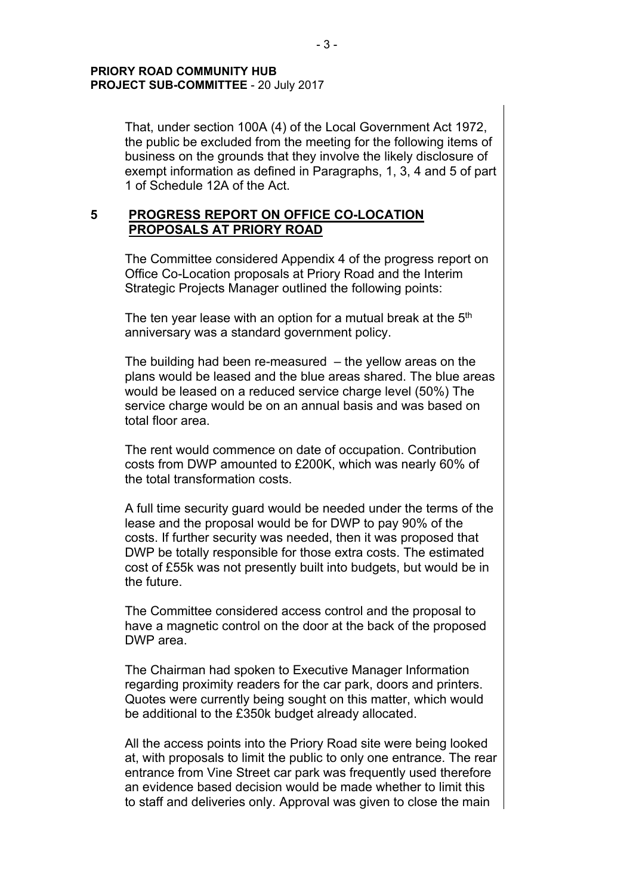That, under section 100A (4) of the Local Government Act 1972, the public be excluded from the meeting for the following items of business on the grounds that they involve the likely disclosure of exempt information as defined in Paragraphs, 1, 3, 4 and 5 of part 1 of Schedule 12A of the Act.

## 5 PROGRESS REPORT ON OFFICE CO-LOCATION PROPOSALS AT PRIORY ROAD

The Committee considered Appendix 4 of the progress report on Office Co-Location proposals at Priory Road and the Interim Strategic Projects Manager outlined the following points:

The ten year lease with an option for a mutual break at the 5th anniversary was a standard government policy.

The building had been re-measured – the yellow areas on the plans would be leased and the blue areas shared. The blue areas would be leased on a reduced service charge level (50%) The service charge would be on an annual basis and was based on total floor area.

The rent would commence on date of occupation. Contribution costs from DWP amounted to £200K, which was nearly 60% of the total transformation costs.

A full time security guard would be needed under the terms of the lease and the proposal would be for DWP to pay 90% of the costs. If further security was needed, then it was proposed that DWP be totally responsible for those extra costs. The estimated cost of £55k was not presently built into budgets, but would be in the future.

The Committee considered access control and the proposal to have a magnetic control on the door at the back of the proposed DWP area.

The Chairman had spoken to Executive Manager Information regarding proximity readers for the car park, doors and printers. Quotes were currently being sought on this matter, which would be additional to the £350k budget already allocated.

All the access points into the Priory Road site were being looked at, with proposals to limit the public to only one entrance. The rear entrance from Vine Street car park was frequently used therefore an evidence based decision would be made whether to limit this to staff and deliveries only. Approval was given to close the main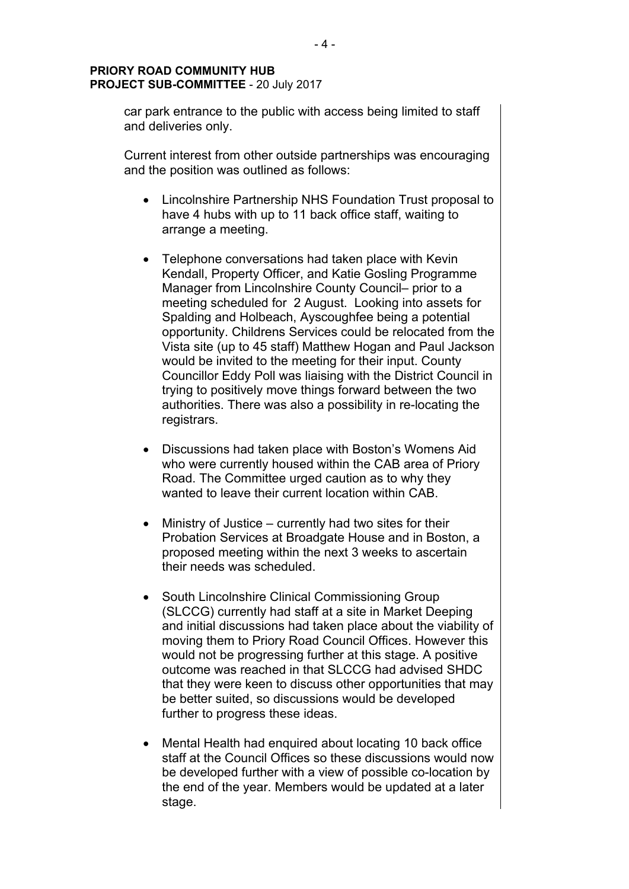car park entrance to the public with access being limited to staff and deliveries only.

Current interest from other outside partnerships was encouraging and the position was outlined as follows:

- Lincolnshire Partnership NHS Foundation Trust proposal to have 4 hubs with up to 11 back office staff, waiting to arrange a meeting.

- Telephone conversations had taken place with Kevin Kendall, Property Officer, and Katie Gosling Programme Manager from Lincolnshire County Council– prior to a meeting scheduled for 2 August. Looking into assets for Spalding and Holbeach, Ayscoughfee being a potential opportunity. Childrens Services could be relocated from the Vista site (up to 45 staff) Matthew Hogan and Paul Jackson would be invited to the meeting for their input. County Councillor Eddy Poll was liaising with the District Council in trying to positively move things forward between the two authorities. There was also a possibility in re-locating the registrars.

- Discussions had taken place with Boston's Womens Aid who were currently housed within the CAB area of Priory Road. The Committee urged caution as to why they wanted to leave their current location within CAB.

- Ministry of Justice – currently had two sites for their Probation Services at Broadgate House and in Boston, a proposed meeting within the next 3 weeks to ascertain their needs was scheduled.

- South Lincolnshire Clinical Commissioning Group (SLCCG) currently had staff at a site in Market Deeping and initial discussions had taken place about the viability of moving them to Priory Road Council Offices. However this would not be progressing further at this stage. A positive outcome was reached in that SLCCG had advised SHDC that they were keen to discuss other opportunities that may be better suited, so discussions would be developed further to progress these ideas.

- Mental Health had enquired about locating 10 back office staff at the Council Offices so these discussions would now be developed further with a view of possible co-location by the end of the year. Members would be updated at a later stage.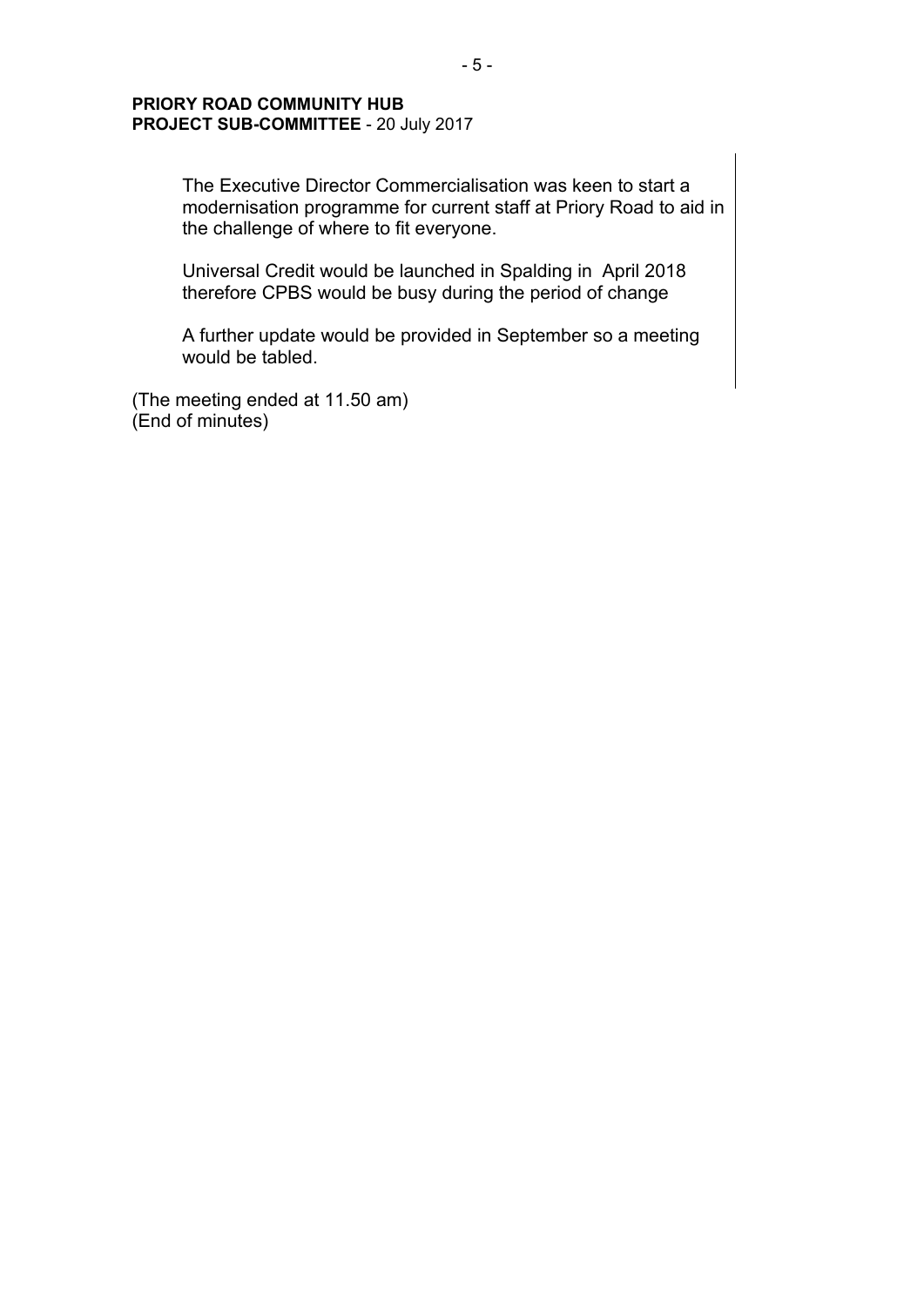The Executive Director Commercialisation was keen to start a modernisation programme for current staff at Priory Road to aid in the challenge of where to fit everyone.

Universal Credit would be launched in Spalding in April 2018 therefore CPBS would be busy during the period of change

A further update would be provided in September so a meeting would be tabled.

(The meeting ended at 11.50 am)
(End of minutes)